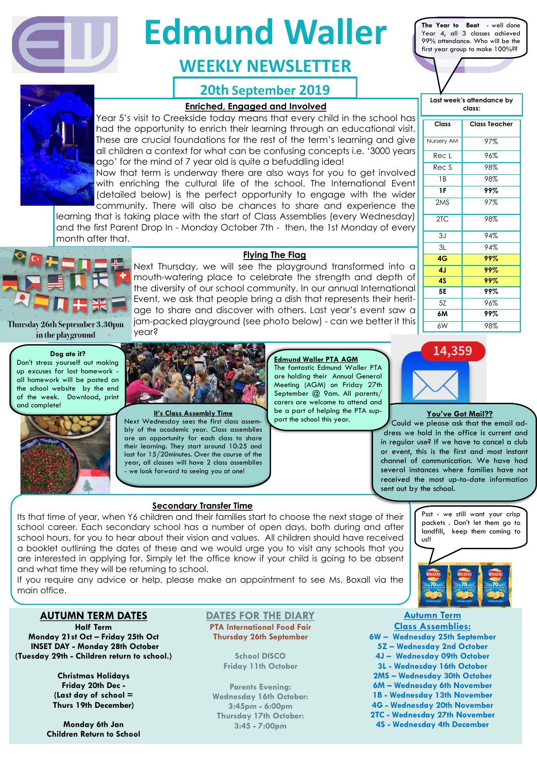# Edmund Waller

## WEEKLY NEWSLETTER

### 20th September 2019

The Year to Beat - well done Year 4, all 3 classes achieved 99% attendance. Who will be the first year group to make 100%??

**Last week's attendance by class:**

| Class | Class Teacher |
|---|---|
| Nursery AM | 97% |
| Rec L | 96% |
| Rec S | 98% |
| 1B | 98% |
| **1F** | **99%** |
| 2MS | 97% |
| 2TC | 98% |
| 3J | 94% |
| 3L | 94% |
| **4G** | **99%** |
| **4J** | **99%** |
| **4S** | **99%** |
| **5E** | **99%** |
| 5Z | 96% |
| **6M** | **99%** |
| 6W | 98% |

### Enriched, Engaged and Involved

Year 5's visit to Creekside today means that every child in the school has had the opportunity to enrich their learning through an educational visit. These are crucial foundations for the rest of the term's learning and give all children a context for what can be confusing concepts i.e. '3000 years ago' for the mind of 7 year old is quite a befuddling idea!
Now that term is underway there are also ways for you to get involved with enriching the cultural life of the school. The International Event (detailed below) is the perfect opportunity to engage with the wider community. There will also be chances to share and experience the learning that is taking place with the start of Class Assemblies (every Wednesday) and the first Parent Drop In - Monday October 7th - then, the 1st Monday of every month after that.

### Flying The Flag

Thursday 26th September 3.30pm in the playground

Next Thursday, we will see the playground transformed into a mouth-watering place to celebrate the strength and depth of the diversity of our school community. In our annual International Event, we ask that people bring a dish that represents their heritage to share and discover with others. Last year's event saw a jam-packed playground (see photo below) - can we better it this year?

**Dog ate it?**
Don't stress yourself out making up excuses for lost homework - all homework will be posted on the school website by the end of the week. Download, print and complete!

### It's Class Assembly Time

Next Wednesday sees the first class assembly of the academic year. Class assemblies are an opportunity for each class to share their learning. They start around 10:25 and last for 15/20minutes. Over the course of the year, all classes will have 2 class assemblies - we look forward to seeing you at one!

### Edmund Waller PTA AGM

The fantastic Edmund Waller PTA are holding their Annual General Meeting (AGM) on Friday 27th September @ 9am. All parents/carers are welcome to attend and be a part of helping the PTA support the school this year.

14,359

### You've Got Mail??

Could we please ask that the email address we hold in the office is current and in regular use? If we have to cancel a club or event, this is the first and most instant channel of communication. We have had several instances where families have not received the most up-to-date information sent out by the school.

### Secondary Transfer Time

Its that time of year, when Y6 children and their families start to choose the next stage of their school career. Each secondary school has a number of open days, both during and after school hours, for you to hear about their vision and values. All children should have received a booklet outlining the dates of these and we would urge you to visit any schools that you are interested in applying for. Simply let the office know if your child is going to be absent and what time they will be returning to school.
If you require any advice or help, please make an appointment to see Ms. Boxall via the main office.

Psst - we still want your crisp packets. Don't let them go to landfill, keep them coming to us!!

## AUTUMN TERM DATES

**Half Term**
**Monday 21st Oct – Friday 25th Oct**
**INSET DAY - Monday 28th October**
**(Tuesday 29th - Children return to school.)**

**Christmas Holidays**
**Friday 20th Dec -**
**(Last day of school = Thurs 19th December)**

**Monday 6th Jan**
**Children Return to School**

## DATES FOR THE DIARY

**PTA International Food Fair**
**Thursday 26th September**

School DISCO
Friday 11th October

Parents Evening:
Wednesday 16th October:
3:45pm - 6:00pm
Thursday 17th October:
3:45 - 7:00pm

## Autumn Term Class Assemblies:

- 6W – Wednesday 25th September
- 5Z – Wednesday 2nd October
- 4J – Wednesday 09th October
- 3L - Wednesday 16th October
- 2MS – Wednesday 30th October
- 6M – Wednesday 6th November
- 1B - Wednesday 13th November
- 4G - Wednesday 20th November
- 2TC - Wednesday 27th November
- 4S - Wednesday 4th December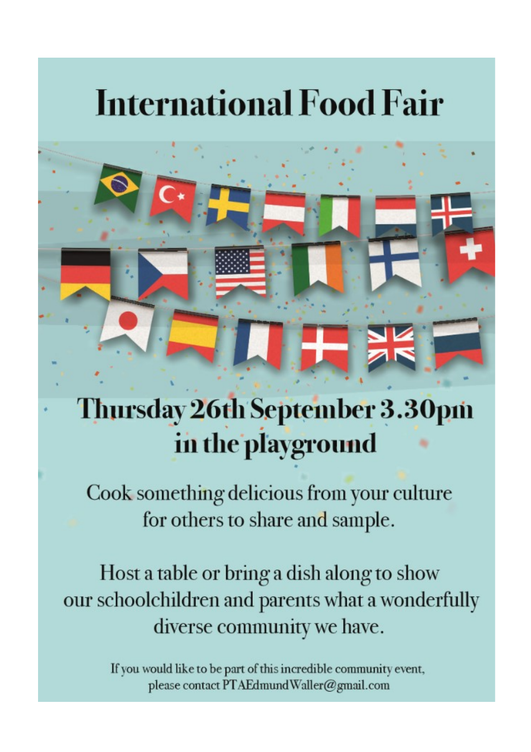# International Food Fair

## Thursday 26th September 3.30pm in the playground

Cook something delicious from your culture for others to share and sample.

Host a table or bring a dish along to show our schoolchildren and parents what a wonderfully diverse community we have.

If you would like to be part of this incredible community event, please contact PTAEdmundWaller@gmail.com